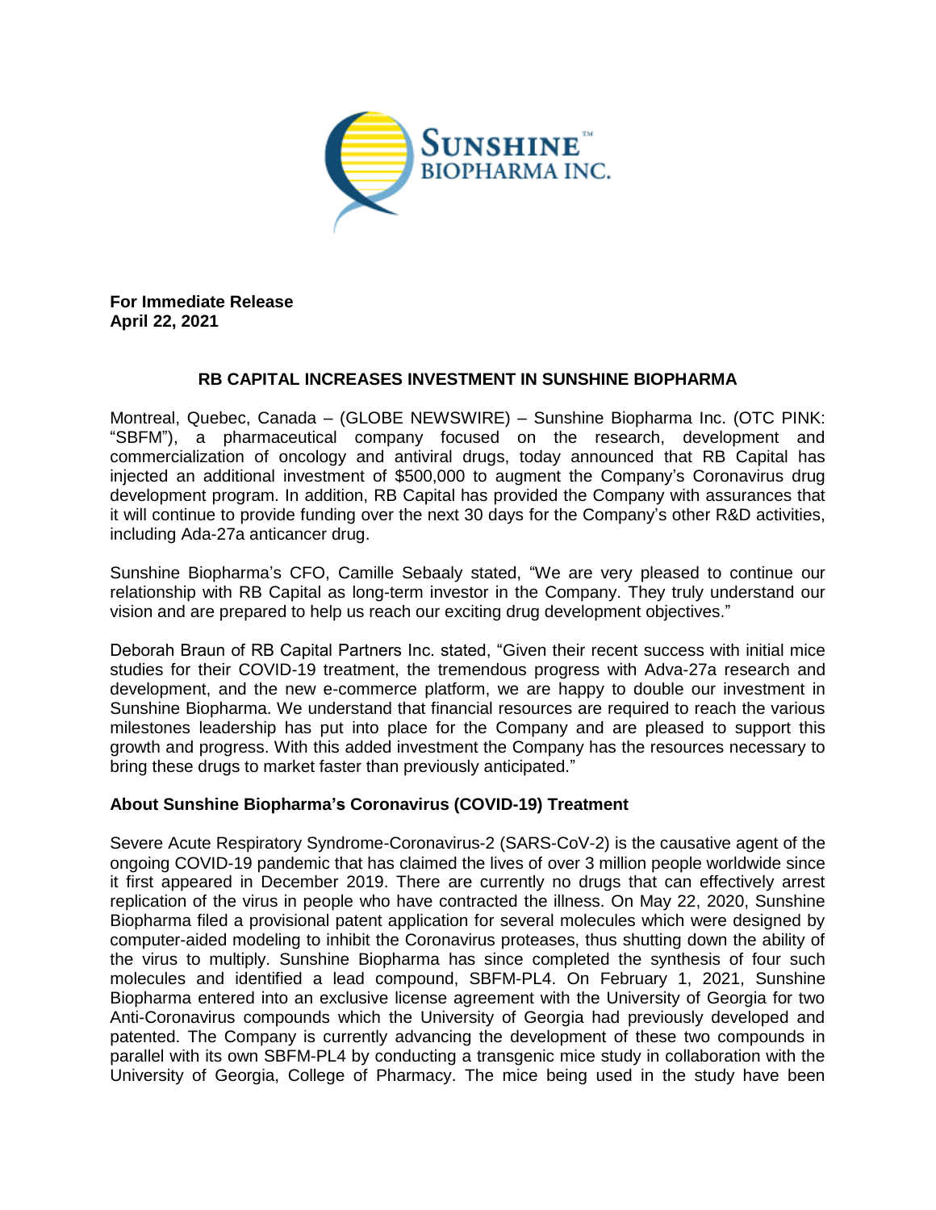**For Immediate Release**
**April 22, 2021**

## RB CAPITAL INCREASES INVESTMENT IN SUNSHINE BIOPHARMA

Montreal, Quebec, Canada – (GLOBE NEWSWIRE) – Sunshine Biopharma Inc. (OTC PINK: "SBFM"), a pharmaceutical company focused on the research, development and commercialization of oncology and antiviral drugs, today announced that RB Capital has injected an additional investment of $500,000 to augment the Company's Coronavirus drug development program. In addition, RB Capital has provided the Company with assurances that it will continue to provide funding over the next 30 days for the Company's other R&D activities, including Ada-27a anticancer drug.

Sunshine Biopharma's CFO, Camille Sebaaly stated, "We are very pleased to continue our relationship with RB Capital as long-term investor in the Company. They truly understand our vision and are prepared to help us reach our exciting drug development objectives."

Deborah Braun of RB Capital Partners Inc. stated, "Given their recent success with initial mice studies for their COVID-19 treatment, the tremendous progress with Adva-27a research and development, and the new e-commerce platform, we are happy to double our investment in Sunshine Biopharma. We understand that financial resources are required to reach the various milestones leadership has put into place for the Company and are pleased to support this growth and progress. With this added investment the Company has the resources necessary to bring these drugs to market faster than previously anticipated."

### About Sunshine Biopharma's Coronavirus (COVID-19) Treatment

Severe Acute Respiratory Syndrome-Coronavirus-2 (SARS-CoV-2) is the causative agent of the ongoing COVID-19 pandemic that has claimed the lives of over 3 million people worldwide since it first appeared in December 2019. There are currently no drugs that can effectively arrest replication of the virus in people who have contracted the illness. On May 22, 2020, Sunshine Biopharma filed a provisional patent application for several molecules which were designed by computer-aided modeling to inhibit the Coronavirus proteases, thus shutting down the ability of the virus to multiply. Sunshine Biopharma has since completed the synthesis of four such molecules and identified a lead compound, SBFM-PL4. On February 1, 2021, Sunshine Biopharma entered into an exclusive license agreement with the University of Georgia for two Anti-Coronavirus compounds which the University of Georgia had previously developed and patented. The Company is currently advancing the development of these two compounds in parallel with its own SBFM-PL4 by conducting a transgenic mice study in collaboration with the University of Georgia, College of Pharmacy. The mice being used in the study have been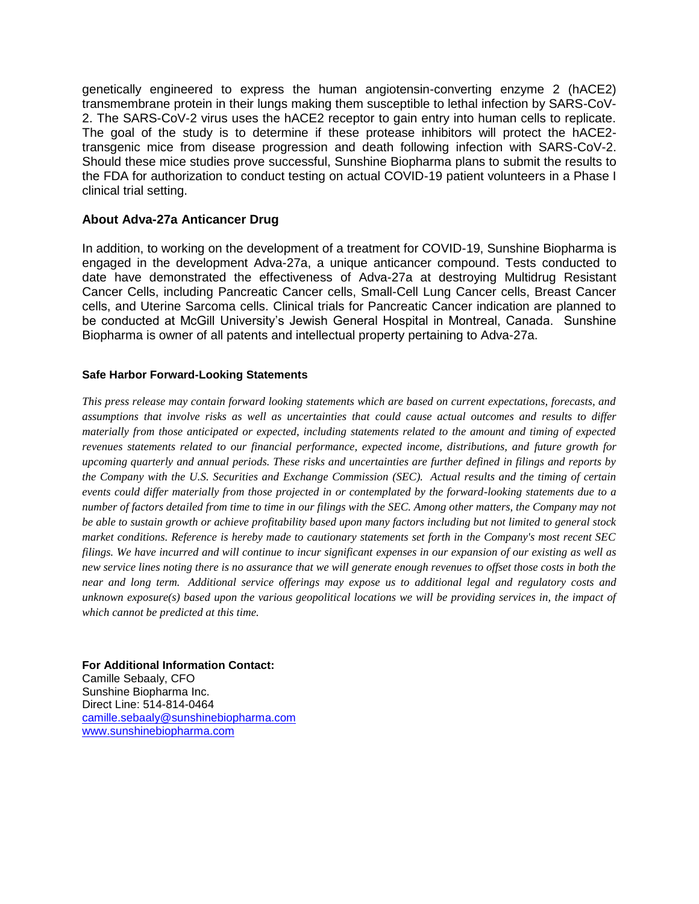genetically engineered to express the human angiotensin-converting enzyme 2 (hACE2) transmembrane protein in their lungs making them susceptible to lethal infection by SARS-CoV-2. The SARS-CoV-2 virus uses the hACE2 receptor to gain entry into human cells to replicate. The goal of the study is to determine if these protease inhibitors will protect the hACE2-transgenic mice from disease progression and death following infection with SARS-CoV-2. Should these mice studies prove successful, Sunshine Biopharma plans to submit the results to the FDA for authorization to conduct testing on actual COVID-19 patient volunteers in a Phase I clinical trial setting.

## About Adva-27a Anticancer Drug

In addition, to working on the development of a treatment for COVID-19, Sunshine Biopharma is engaged in the development Adva-27a, a unique anticancer compound. Tests conducted to date have demonstrated the effectiveness of Adva-27a at destroying Multidrug Resistant Cancer Cells, including Pancreatic Cancer cells, Small-Cell Lung Cancer cells, Breast Cancer cells, and Uterine Sarcoma cells. Clinical trials for Pancreatic Cancer indication are planned to be conducted at McGill University's Jewish General Hospital in Montreal, Canada. Sunshine Biopharma is owner of all patents and intellectual property pertaining to Adva-27a.

### Safe Harbor Forward-Looking Statements

*This press release may contain forward looking statements which are based on current expectations, forecasts, and assumptions that involve risks as well as uncertainties that could cause actual outcomes and results to differ materially from those anticipated or expected, including statements related to the amount and timing of expected revenues statements related to our financial performance, expected income, distributions, and future growth for upcoming quarterly and annual periods. These risks and uncertainties are further defined in filings and reports by the Company with the U.S. Securities and Exchange Commission (SEC). Actual results and the timing of certain events could differ materially from those projected in or contemplated by the forward-looking statements due to a number of factors detailed from time to time in our filings with the SEC. Among other matters, the Company may not be able to sustain growth or achieve profitability based upon many factors including but not limited to general stock market conditions. Reference is hereby made to cautionary statements set forth in the Company's most recent SEC filings. We have incurred and will continue to incur significant expenses in our expansion of our existing as well as new service lines noting there is no assurance that we will generate enough revenues to offset those costs in both the near and long term. Additional service offerings may expose us to additional legal and regulatory costs and unknown exposure(s) based upon the various geopolitical locations we will be providing services in, the impact of which cannot be predicted at this time.*

**For Additional Information Contact:**
Camille Sebaaly, CFO
Sunshine Biopharma Inc.
Direct Line: 514-814-0464
camille.sebaaly@sunshinebiopharma.com
www.sunshinebiopharma.com